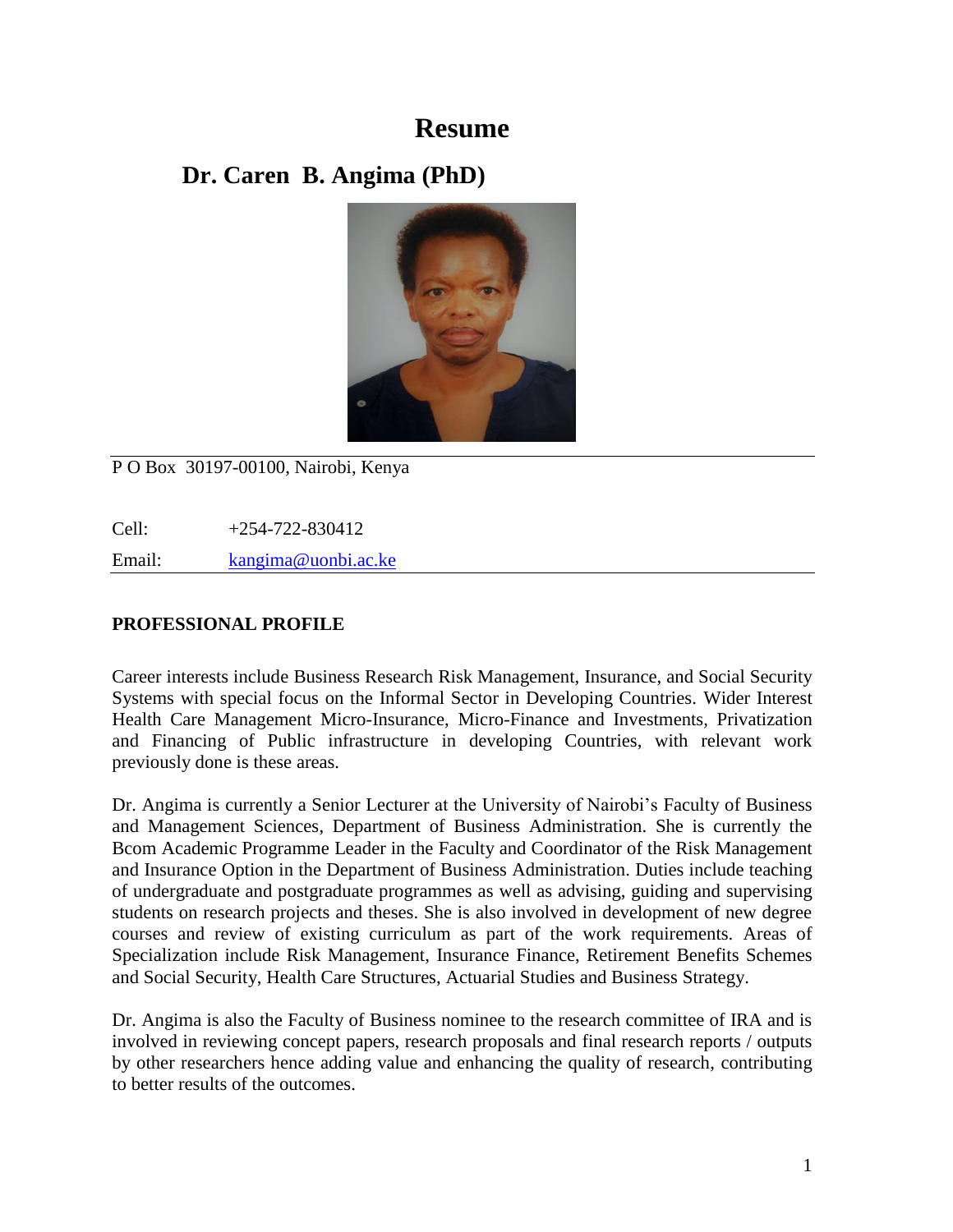# Resume

## Dr. Caren B. Angima (PhD)

P O Box 30197-00100, Nairobi, Kenya

Cell: +254-722-830412

Email: kangima@uonbi.ac.ke

**PROFESSIONAL PROFILE**

Career interests include Business Research Risk Management, Insurance, and Social Security Systems with special focus on the Informal Sector in Developing Countries. Wider Interest Health Care Management Micro-Insurance, Micro-Finance and Investments, Privatization and Financing of Public infrastructure in developing Countries, with relevant work previously done is these areas.

Dr. Angima is currently a Senior Lecturer at the University of Nairobi's Faculty of Business and Management Sciences, Department of Business Administration. She is currently the Bcom Academic Programme Leader in the Faculty and Coordinator of the Risk Management and Insurance Option in the Department of Business Administration. Duties include teaching of undergraduate and postgraduate programmes as well as advising, guiding and supervising students on research projects and theses. She is also involved in development of new degree courses and review of existing curriculum as part of the work requirements. Areas of Specialization include Risk Management, Insurance Finance, Retirement Benefits Schemes and Social Security, Health Care Structures, Actuarial Studies and Business Strategy.

Dr. Angima is also the Faculty of Business nominee to the research committee of IRA and is involved in reviewing concept papers, research proposals and final research reports / outputs by other researchers hence adding value and enhancing the quality of research, contributing to better results of the outcomes.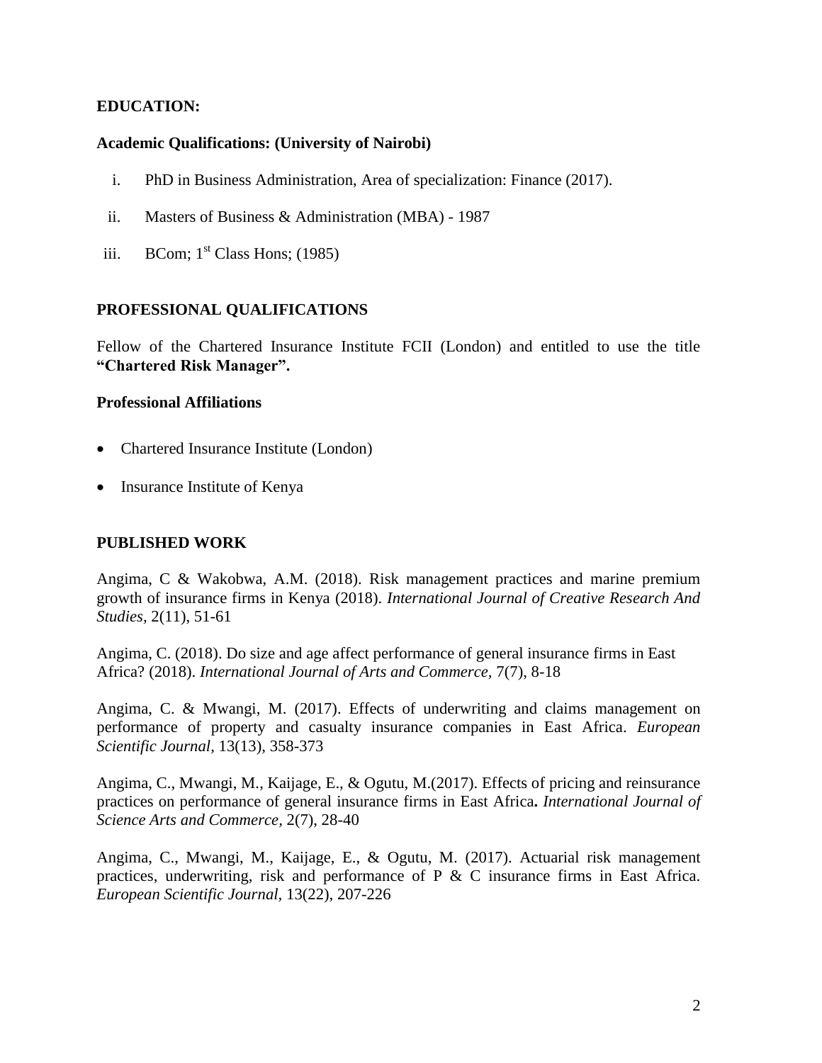## EDUCATION:

### Academic Qualifications: (University of Nairobi)

i. PhD in Business Administration, Area of specialization: Finance (2017).

ii. Masters of Business & Administration (MBA) - 1987

iii. BCom; 1st Class Hons; (1985)

## PROFESSIONAL QUALIFICATIONS

Fellow of the Chartered Insurance Institute FCII (London) and entitled to use the title **"Chartered Risk Manager".**

### Professional Affiliations

- Chartered Insurance Institute (London)
- Insurance Institute of Kenya

## PUBLISHED WORK

Angima, C & Wakobwa, A.M. (2018). Risk management practices and marine premium growth of insurance firms in Kenya (2018). *International Journal of Creative Research And Studies,* 2(11), 51-61

Angima, C. (2018). Do size and age affect performance of general insurance firms in East Africa? (2018). *International Journal of Arts and Commerce,* 7(7), 8-18

Angima, C. & Mwangi, M. (2017). Effects of underwriting and claims management on performance of property and casualty insurance companies in East Africa. *European Scientific Journal,* 13(13), 358-373

Angima, C., Mwangi, M., Kaijage, E., & Ogutu, M.(2017). Effects of pricing and reinsurance practices on performance of general insurance firms in East Africa**.** *International Journal of Science Arts and Commerce,* 2(7), 28-40

Angima, C., Mwangi, M., Kaijage, E., & Ogutu, M. (2017). Actuarial risk management practices, underwriting, risk and performance of P & C insurance firms in East Africa. *European Scientific Journal,* 13(22), 207-226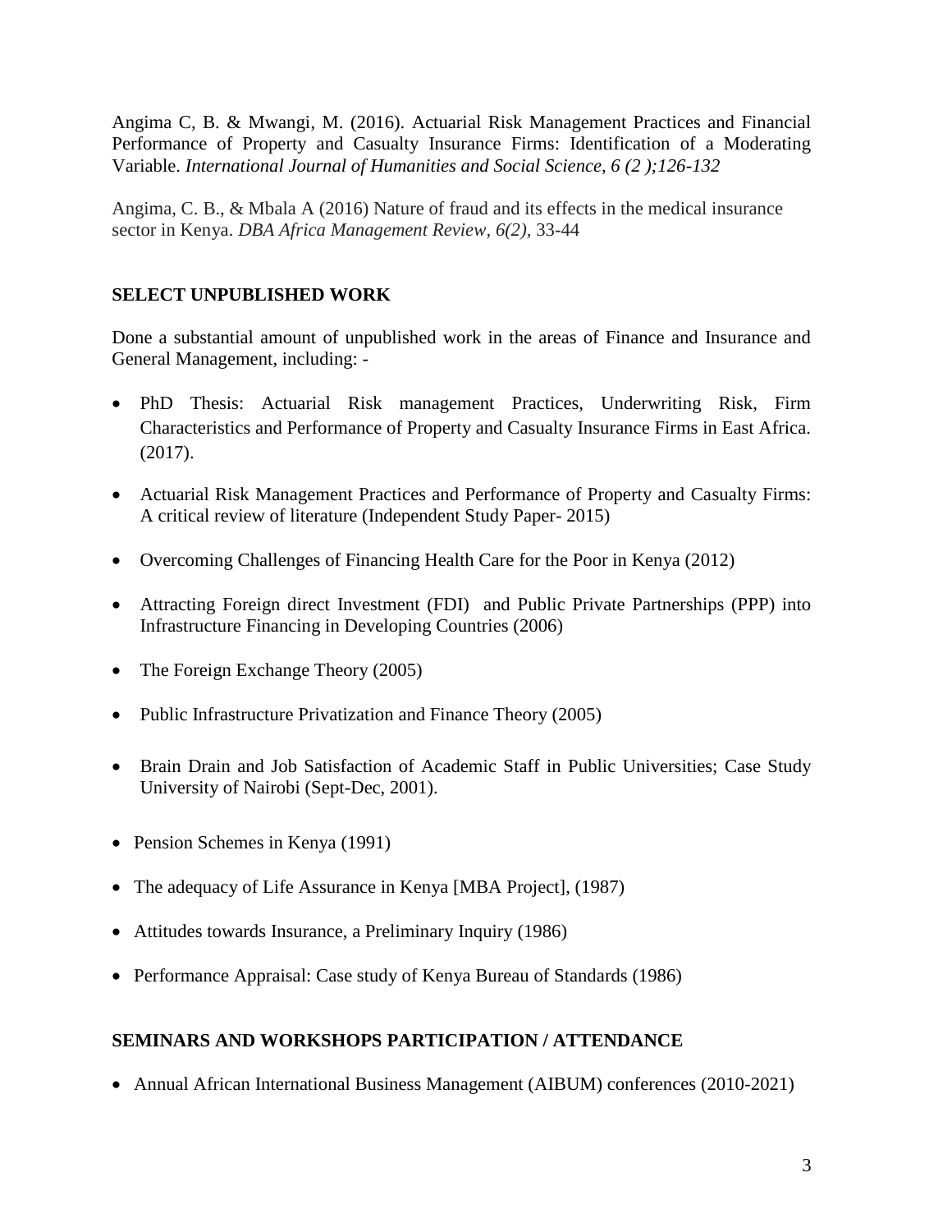Angima C, B. & Mwangi, M. (2016). Actuarial Risk Management Practices and Financial Performance of Property and Casualty Insurance Firms: Identification of a Moderating Variable. *International Journal of Humanities and Social Science, 6 (2 );126-132*

Angima, C. B., & Mbala A (2016) Nature of fraud and its effects in the medical insurance sector in Kenya. *DBA Africa Management Review*, *6(2),* 33-44

## SELECT UNPUBLISHED WORK

Done a substantial amount of unpublished work in the areas of Finance and Insurance and General Management, including: -

- PhD Thesis: Actuarial Risk management Practices, Underwriting Risk, Firm Characteristics and Performance of Property and Casualty Insurance Firms in East Africa. (2017).
- Actuarial Risk Management Practices and Performance of Property and Casualty Firms: A critical review of literature (Independent Study Paper- 2015)
- Overcoming Challenges of Financing Health Care for the Poor in Kenya (2012)
- Attracting Foreign direct Investment (FDI) and Public Private Partnerships (PPP) into Infrastructure Financing in Developing Countries (2006)
- The Foreign Exchange Theory (2005)
- Public Infrastructure Privatization and Finance Theory (2005)
- Brain Drain and Job Satisfaction of Academic Staff in Public Universities; Case Study University of Nairobi (Sept-Dec, 2001).
- Pension Schemes in Kenya (1991)
- The adequacy of Life Assurance in Kenya [MBA Project], (1987)
- Attitudes towards Insurance, a Preliminary Inquiry (1986)
- Performance Appraisal: Case study of Kenya Bureau of Standards (1986)

## SEMINARS AND WORKSHOPS PARTICIPATION / ATTENDANCE

- Annual African International Business Management (AIBUM) conferences (2010-2021)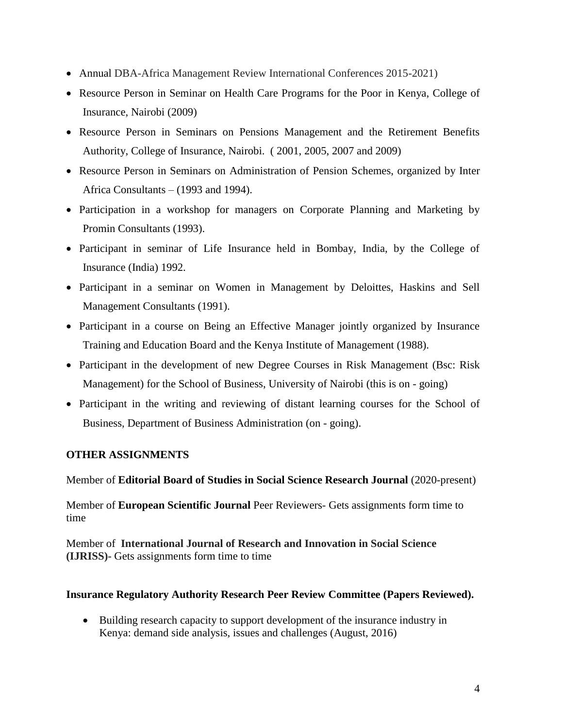- Annual DBA-Africa Management Review International Conferences 2015-2021)
- Resource Person in Seminar on Health Care Programs for the Poor in Kenya, College of Insurance, Nairobi (2009)
- Resource Person in Seminars on Pensions Management and the Retirement Benefits Authority, College of Insurance, Nairobi. ( 2001, 2005, 2007 and 2009)
- Resource Person in Seminars on Administration of Pension Schemes, organized by Inter Africa Consultants – (1993 and 1994).
- Participation in a workshop for managers on Corporate Planning and Marketing by Promin Consultants (1993).
- Participant in seminar of Life Insurance held in Bombay, India, by the College of Insurance (India) 1992.
- Participant in a seminar on Women in Management by Deloittes, Haskins and Sell Management Consultants (1991).
- Participant in a course on Being an Effective Manager jointly organized by Insurance Training and Education Board and the Kenya Institute of Management (1988).
- Participant in the development of new Degree Courses in Risk Management (Bsc: Risk Management) for the School of Business, University of Nairobi (this is on - going)
- Participant in the writing and reviewing of distant learning courses for the School of Business, Department of Business Administration (on - going).

**OTHER ASSIGNMENTS**

Member of **Editorial Board of Studies in Social Science Research Journal** (2020-present)

Member of **European Scientific Journal** Peer Reviewers- Gets assignments form time to time

Member of **International Journal of Research and Innovation in Social Science (IJRISS)**- Gets assignments form time to time

**Insurance Regulatory Authority Research Peer Review Committee (Papers Reviewed).**

- Building research capacity to support development of the insurance industry in Kenya: demand side analysis, issues and challenges (August, 2016)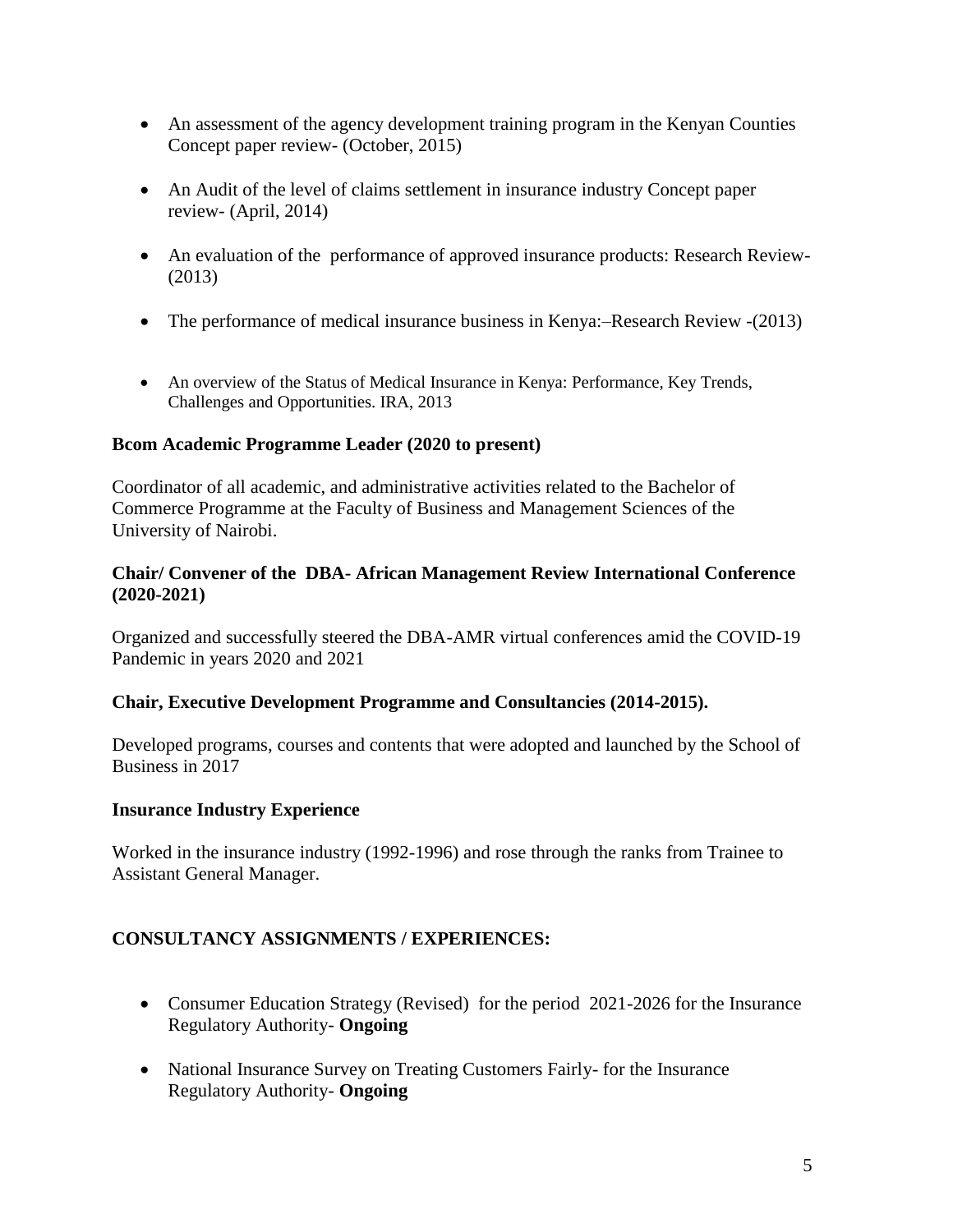- An assessment of the agency development training program in the Kenyan Counties Concept paper review- (October, 2015)

- An Audit of the level of claims settlement in insurance industry Concept paper review- (April, 2014)

- An evaluation of the performance of approved insurance products: Research Review- (2013)

- The performance of medical insurance business in Kenya:–Research Review -(2013)

- An overview of the Status of Medical Insurance in Kenya: Performance, Key Trends, Challenges and Opportunities. IRA, 2013

**Bcom Academic Programme Leader (2020 to present)**

Coordinator of all academic, and administrative activities related to the Bachelor of Commerce Programme at the Faculty of Business and Management Sciences of the University of Nairobi.

**Chair/ Convener of the DBA- African Management Review International Conference (2020-2021)**

Organized and successfully steered the DBA-AMR virtual conferences amid the COVID-19 Pandemic in years 2020 and 2021

**Chair, Executive Development Programme and Consultancies (2014-2015).**

Developed programs, courses and contents that were adopted and launched by the School of Business in 2017

**Insurance Industry Experience**

Worked in the insurance industry (1992-1996) and rose through the ranks from Trainee to Assistant General Manager.

**CONSULTANCY ASSIGNMENTS / EXPERIENCES:**

- Consumer Education Strategy (Revised) for the period 2021-2026 for the Insurance Regulatory Authority- **Ongoing**

- National Insurance Survey on Treating Customers Fairly- for the Insurance Regulatory Authority- **Ongoing**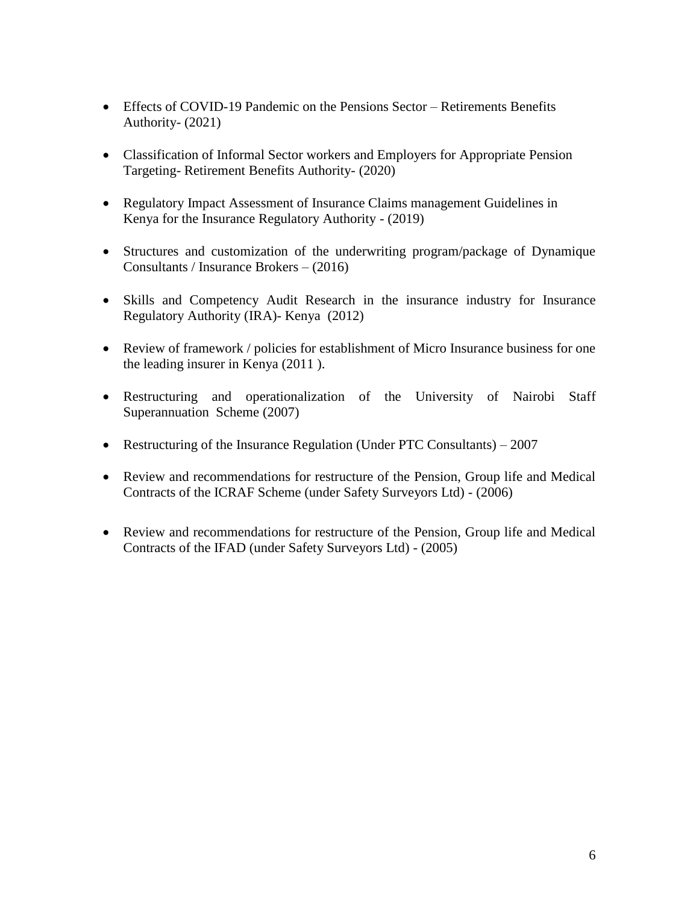- Effects of COVID-19 Pandemic on the Pensions Sector – Retirements Benefits Authority- (2021)

- Classification of Informal Sector workers and Employers for Appropriate Pension Targeting- Retirement Benefits Authority- (2020)

- Regulatory Impact Assessment of Insurance Claims management Guidelines in Kenya for the Insurance Regulatory Authority - (2019)

- Structures and customization of the underwriting program/package of Dynamique Consultants / Insurance Brokers – (2016)

- Skills and Competency Audit Research in the insurance industry for Insurance Regulatory Authority (IRA)- Kenya (2012)

- Review of framework / policies for establishment of Micro Insurance business for one the leading insurer in Kenya (2011 ).

- Restructuring and operationalization of the University of Nairobi Staff Superannuation Scheme (2007)

- Restructuring of the Insurance Regulation (Under PTC Consultants) – 2007

- Review and recommendations for restructure of the Pension, Group life and Medical Contracts of the ICRAF Scheme (under Safety Surveyors Ltd) - (2006)

- Review and recommendations for restructure of the Pension, Group life and Medical Contracts of the IFAD (under Safety Surveyors Ltd) - (2005)